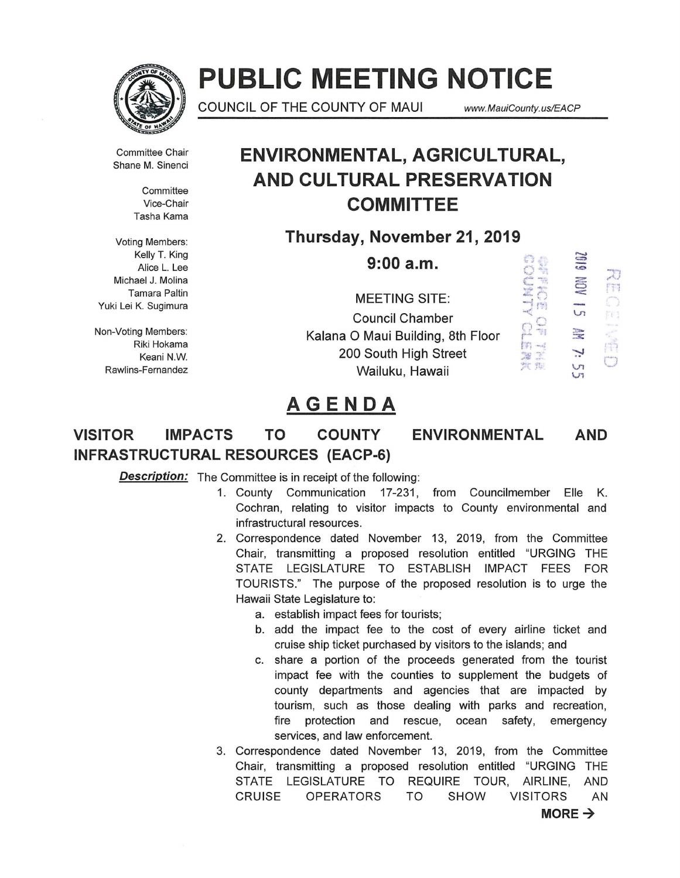# PUBLIC MEETING NOTICE

COUNCIL OF THE COUNTY OF MAUI www.MauiCounty.us/EACP

Committee Chair
Shane M. Sinenci

Committee
Vice-Chair
Tasha Kama

Voting Members:
Kelly T. King
Alice L. Lee
Michael J. Molina
Tamara Paltin
Yuki Lei K. Sugimura

Non-Voting Members:
Riki Hokama
Keani N.W.
Rawlins-Fernandez

## ENVIRONMENTAL, AGRICULTURAL, AND CULTURAL PRESERVATION COMMITTEE

**Thursday, November 21, 2019**

**9:00 a.m.**

MEETING SITE:
Council Chamber
Kalana O Maui Building, 8th Floor
200 South High Street
Wailuku, Hawaii

OFFICE OF THE COUNTY CLERK
2019 NOV 15 AM 7: 55
RECEIVED

## AGENDA

### VISITOR IMPACTS TO COUNTY ENVIRONMENTAL AND INFRASTRUCTURAL RESOURCES (EACP-6)

***Description:*** The Committee is in receipt of the following:

1. County Communication 17-231, from Councilmember Elle K. Cochran, relating to visitor impacts to County environmental and infrastructural resources.
2. Correspondence dated November 13, 2019, from the Committee Chair, transmitting a proposed resolution entitled "URGING THE STATE LEGISLATURE TO ESTABLISH IMPACT FEES FOR TOURISTS." The purpose of the proposed resolution is to urge the Hawaii State Legislature to:
   a. establish impact fees for tourists;
   b. add the impact fee to the cost of every airline ticket and cruise ship ticket purchased by visitors to the islands; and
   c. share a portion of the proceeds generated from the tourist impact fee with the counties to supplement the budgets of county departments and agencies that are impacted by tourism, such as those dealing with parks and recreation, fire protection and rescue, ocean safety, emergency services, and law enforcement.
3. Correspondence dated November 13, 2019, from the Committee Chair, transmitting a proposed resolution entitled "URGING THE STATE LEGISLATURE TO REQUIRE TOUR, AIRLINE, AND CRUISE OPERATORS TO SHOW VISITORS AN

**MORE →**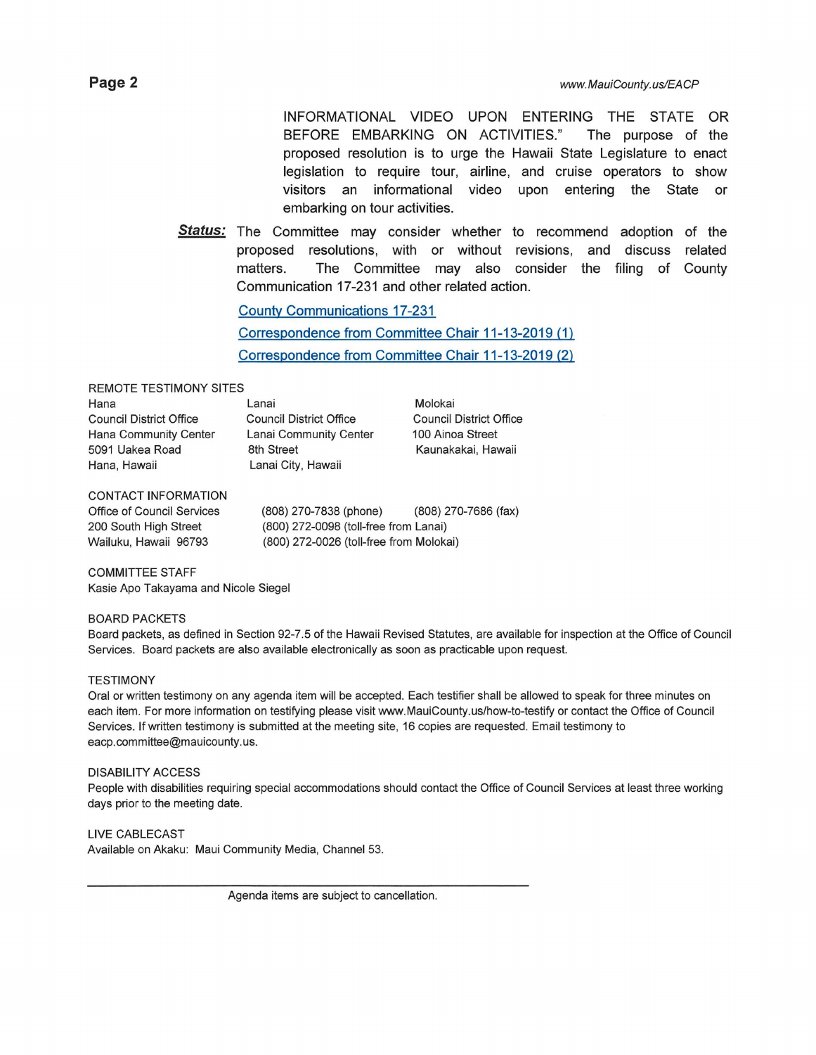INFORMATIONAL VIDEO UPON ENTERING THE STATE OR BEFORE EMBARKING ON ACTIVITIES." The purpose of the proposed resolution is to urge the Hawaii State Legislature to enact legislation to require tour, airline, and cruise operators to show visitors an informational video upon entering the State or embarking on tour activities.

***Status:*** The Committee may consider whether to recommend adoption of the proposed resolutions, with or without revisions, and discuss related matters. The Committee may also consider the filing of County Communication 17-231 and other related action.

County Communications 17-231

Correspondence from Committee Chair 11-13-2019 (1)

Correspondence from Committee Chair 11-13-2019 (2)

REMOTE TESTIMONY SITES

| Hana | Lanai | Molokai |
|---|---|---|
| Council District Office | Council District Office | Council District Office |
| Hana Community Center | Lanai Community Center | 100 Ainoa Street |
| 5091 Uakea Road | 8th Street | Kaunakakai, Hawaii |
| Hana, Hawaii | Lanai City, Hawaii | |

CONTACT INFORMATION

Office of Council Services
200 South High Street
Wailuku, Hawaii 96793

(808) 270-7838 (phone)
(808) 270-7686 (fax)
(800) 272-0098 (toll-free from Lanai)
(800) 272-0026 (toll-free from Molokai)

COMMITTEE STAFF

Kasie Apo Takayama and Nicole Siegel

BOARD PACKETS

Board packets, as defined in Section 92-7.5 of the Hawaii Revised Statutes, are available for inspection at the Office of Council Services. Board packets are also available electronically as soon as practicable upon request.

TESTIMONY

Oral or written testimony on any agenda item will be accepted. Each testifier shall be allowed to speak for three minutes on each item. For more information on testifying please visit www.MauiCounty.us/how-to-testify or contact the Office of Council Services. If written testimony is submitted at the meeting site, 16 copies are requested. Email testimony to eacp.committee@mauicounty.us.

DISABILITY ACCESS

People with disabilities requiring special accommodations should contact the Office of Council Services at least three working days prior to the meeting date.

LIVE CABLECAST

Available on Akaku: Maui Community Media, Channel 53.

---

Agenda items are subject to cancellation.